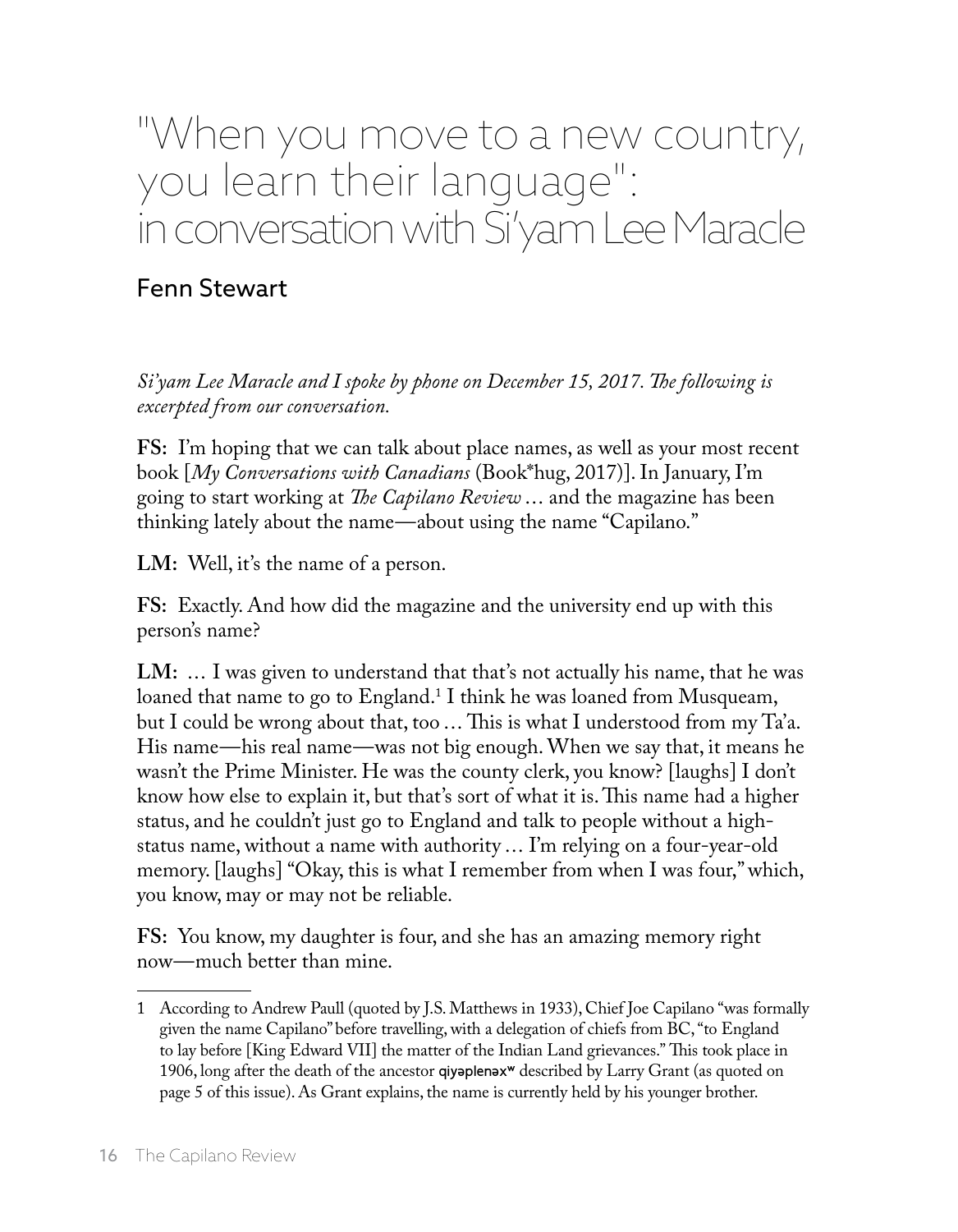# "When you move to a new country, you learn their language": in conversation with Si'yam Lee Maracle

## Fenn Stewart

*Si'yam Lee Maracle and I spoke by phone on December 15, 2017. The following is excerpted from our conversation.*

**FS:** I'm hoping that we can talk about place names, as well as your most recent book [*My Conversations with Canadians* (Book*hug, 2017)]. In January, I'm going to start working at *The Capilano Review* … and the magazine has been thinking lately about the name—about using the name "Capilano."

**LM:** Well, it's the name of a person.

**FS:** Exactly. And how did the magazine and the university end up with this person's name?

**LM:** … I was given to understand that that's not actually his name, that he was loaned that name to go to England.[1] I think he was loaned from Musqueam, but I could be wrong about that, too … This is what I understood from my Ta'a. His name—his real name—was not big enough. When we say that, it means he wasn't the Prime Minister. He was the county clerk, you know? [laughs] I don't know how else to explain it, but that's sort of what it is. This name had a higher status, and he couldn't just go to England and talk to people without a high-status name, without a name with authority … I'm relying on a four-year-old memory. [laughs] "Okay, this is what I remember from when I was four," which, you know, may or may not be reliable.

**FS:** You know, my daughter is four, and she has an amazing memory right now—much better than mine.

---

1 According to Andrew Paull (quoted by J.S. Matthews in 1933), Chief Joe Capilano "was formally given the name Capilano" before travelling, with a delegation of chiefs from BC, "to England to lay before [King Edward VII] the matter of the Indian Land grievances." This took place in 1906, long after the death of the ancestor q̓iyəplenəxʷ described by Larry Grant (as quoted on page 5 of this issue). As Grant explains, the name is currently held by his younger brother.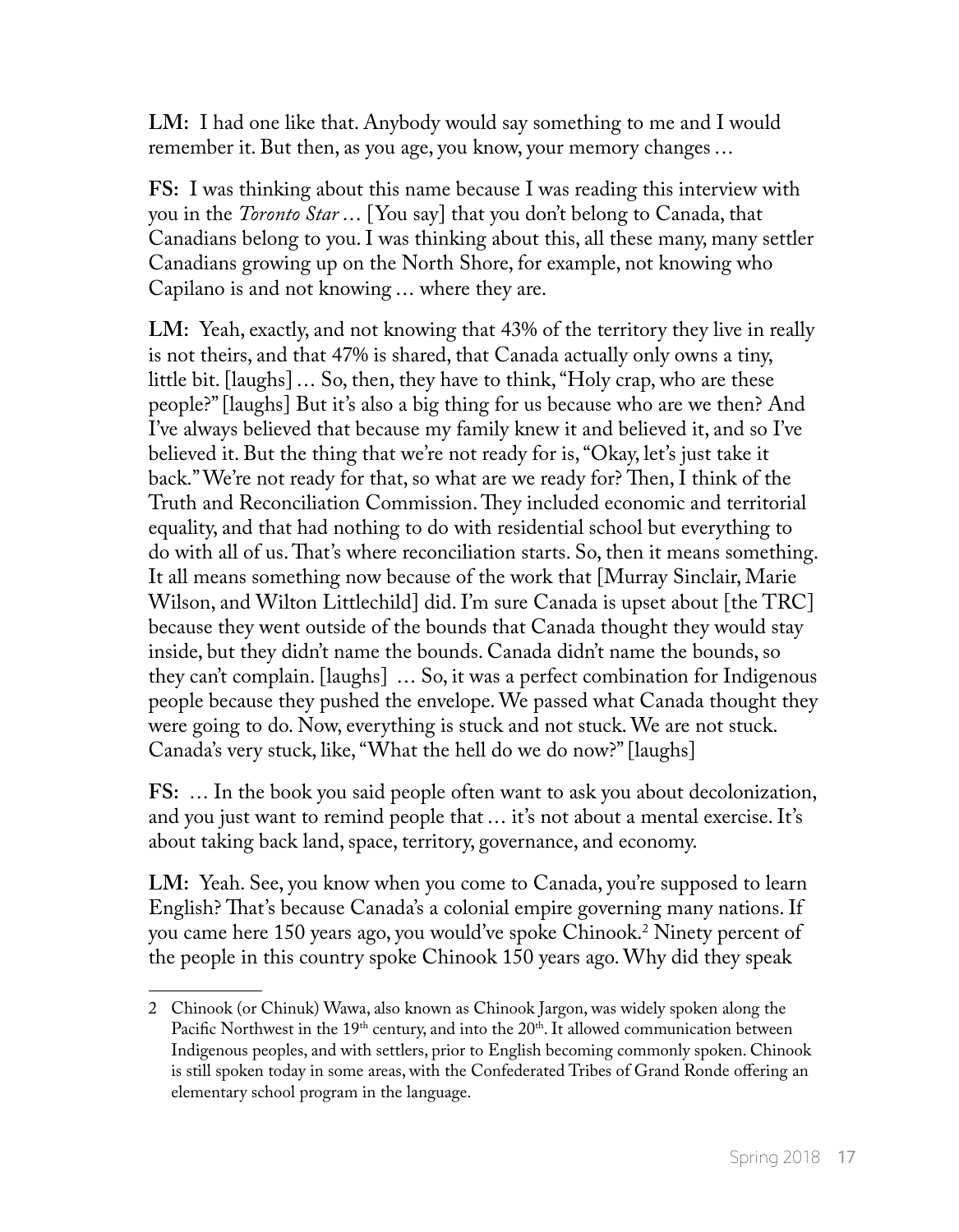**LM:** I had one like that. Anybody would say something to me and I would remember it. But then, as you age, you know, your memory changes …

**FS:** I was thinking about this name because I was reading this interview with you in the *Toronto Star* … [You say] that you don't belong to Canada, that Canadians belong to you. I was thinking about this, all these many, many settler Canadians growing up on the North Shore, for example, not knowing who Capilano is and not knowing … where they are.

**LM:** Yeah, exactly, and not knowing that 43% of the territory they live in really is not theirs, and that 47% is shared, that Canada actually only owns a tiny, little bit. [laughs] … So, then, they have to think, "Holy crap, who are these people?" [laughs] But it's also a big thing for us because who are we then? And I've always believed that because my family knew it and believed it, and so I've believed it. But the thing that we're not ready for is, "Okay, let's just take it back." We're not ready for that, so what are we ready for? Then, I think of the Truth and Reconciliation Commission. They included economic and territorial equality, and that had nothing to do with residential school but everything to do with all of us. That's where reconciliation starts. So, then it means something. It all means something now because of the work that [Murray Sinclair, Marie Wilson, and Wilton Littlechild] did. I'm sure Canada is upset about [the TRC] because they went outside of the bounds that Canada thought they would stay inside, but they didn't name the bounds. Canada didn't name the bounds, so they can't complain. [laughs] … So, it was a perfect combination for Indigenous people because they pushed the envelope. We passed what Canada thought they were going to do. Now, everything is stuck and not stuck. We are not stuck. Canada's very stuck, like, "What the hell do we do now?" [laughs]

**FS:** … In the book you said people often want to ask you about decolonization, and you just want to remind people that … it's not about a mental exercise. It's about taking back land, space, territory, governance, and economy.

**LM:** Yeah. See, you know when you come to Canada, you're supposed to learn English? That's because Canada's a colonial empire governing many nations. If you came here 150 years ago, you would've spoke Chinook.[2] Ninety percent of the people in this country spoke Chinook 150 years ago. Why did they speak

---

2 Chinook (or Chinuk) Wawa, also known as Chinook Jargon, was widely spoken along the Pacific Northwest in the 19th century, and into the 20th. It allowed communication between Indigenous peoples, and with settlers, prior to English becoming commonly spoken. Chinook is still spoken today in some areas, with the Confederated Tribes of Grand Ronde offering an elementary school program in the language.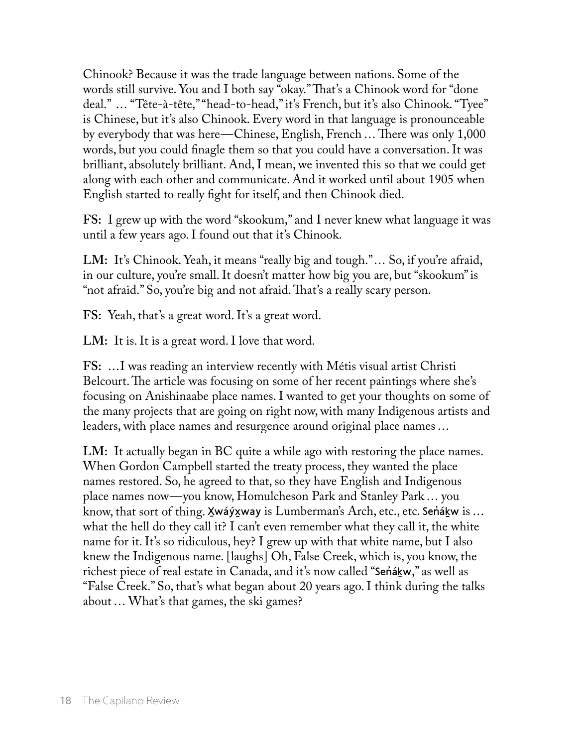Chinook? Because it was the trade language between nations. Some of the words still survive. You and I both say "okay." That's a Chinook word for "done deal." … "Tête-à-tête," "head-to-head," it's French, but it's also Chinook. "Tyee" is Chinese, but it's also Chinook. Every word in that language is pronounceable by everybody that was here—Chinese, English, French … There was only 1,000 words, but you could finagle them so that you could have a conversation. It was brilliant, absolutely brilliant. And, I mean, we invented this so that we could get along with each other and communicate. And it worked until about 1905 when English started to really fight for itself, and then Chinook died.

**FS:** I grew up with the word "skookum," and I never knew what language it was until a few years ago. I found out that it's Chinook.

**LM:** It's Chinook. Yeah, it means "really big and tough." … So, if you're afraid, in our culture, you're small. It doesn't matter how big you are, but "skookum" is "not afraid." So, you're big and not afraid. That's a really scary person.

**FS:** Yeah, that's a great word. It's a great word.

**LM:** It is. It is a great word. I love that word.

**FS:** …I was reading an interview recently with Métis visual artist Christi Belcourt. The article was focusing on some of her recent paintings where she's focusing on Anishinaabe place names. I wanted to get your thoughts on some of the many projects that are going on right now, with many Indigenous artists and leaders, with place names and resurgence around original place names …

**LM:** It actually began in BC quite a while ago with restoring the place names. When Gordon Campbell started the treaty process, they wanted the place names restored. So, he agreed to that, so they have English and Indigenous place names now—you know, Homulcheson Park and Stanley Park … you know, that sort of thing. X̱wáýx̱way is Lumberman's Arch, etc., etc. Seṅáḵw is … what the hell do they call it? I can't even remember what they call it, the white name for it. It's so ridiculous, hey? I grew up with that white name, but I also knew the Indigenous name. [laughs] Oh, False Creek, which is, you know, the richest piece of real estate in Canada, and it's now called "Seṅáḵw," as well as "False Creek." So, that's what began about 20 years ago. I think during the talks about … What's that games, the ski games?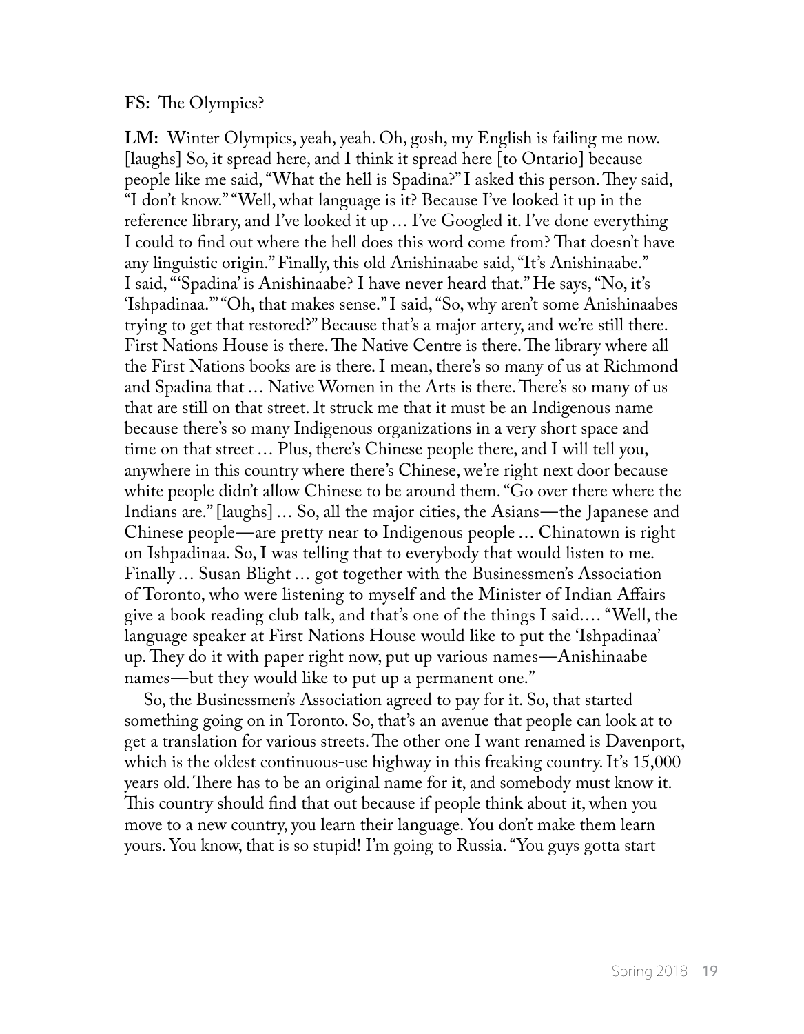**FS:** The Olympics?

**LM:** Winter Olympics, yeah, yeah. Oh, gosh, my English is failing me now. [laughs] So, it spread here, and I think it spread here [to Ontario] because people like me said, "What the hell is Spadina?" I asked this person. They said, "I don't know." "Well, what language is it? Because I've looked it up in the reference library, and I've looked it up … I've Googled it. I've done everything I could to find out where the hell does this word come from? That doesn't have any linguistic origin." Finally, this old Anishinaabe said, "It's Anishinaabe." I said, "'Spadina' is Anishinaabe? I have never heard that." He says, "No, it's 'Ishpadinaa.'" "Oh, that makes sense." I said, "So, why aren't some Anishinaabes trying to get that restored?" Because that's a major artery, and we're still there. First Nations House is there. The Native Centre is there. The library where all the First Nations books are is there. I mean, there's so many of us at Richmond and Spadina that … Native Women in the Arts is there. There's so many of us that are still on that street. It struck me that it must be an Indigenous name because there's so many Indigenous organizations in a very short space and time on that street … Plus, there's Chinese people there, and I will tell you, anywhere in this country where there's Chinese, we're right next door because white people didn't allow Chinese to be around them. "Go over there where the Indians are." [laughs] … So, all the major cities, the Asians—the Japanese and Chinese people—are pretty near to Indigenous people … Chinatown is right on Ishpadinaa. So, I was telling that to everybody that would listen to me. Finally … Susan Blight … got together with the Businessmen's Association of Toronto, who were listening to myself and the Minister of Indian Affairs give a book reading club talk, and that's one of the things I said.… "Well, the language speaker at First Nations House would like to put the 'Ishpadinaa' up. They do it with paper right now, put up various names—Anishinaabe names—but they would like to put up a permanent one."

So, the Businessmen's Association agreed to pay for it. So, that started something going on in Toronto. So, that's an avenue that people can look at to get a translation for various streets. The other one I want renamed is Davenport, which is the oldest continuous-use highway in this freaking country. It's 15,000 years old. There has to be an original name for it, and somebody must know it. This country should find that out because if people think about it, when you move to a new country, you learn their language. You don't make them learn yours. You know, that is so stupid! I'm going to Russia. "You guys gotta start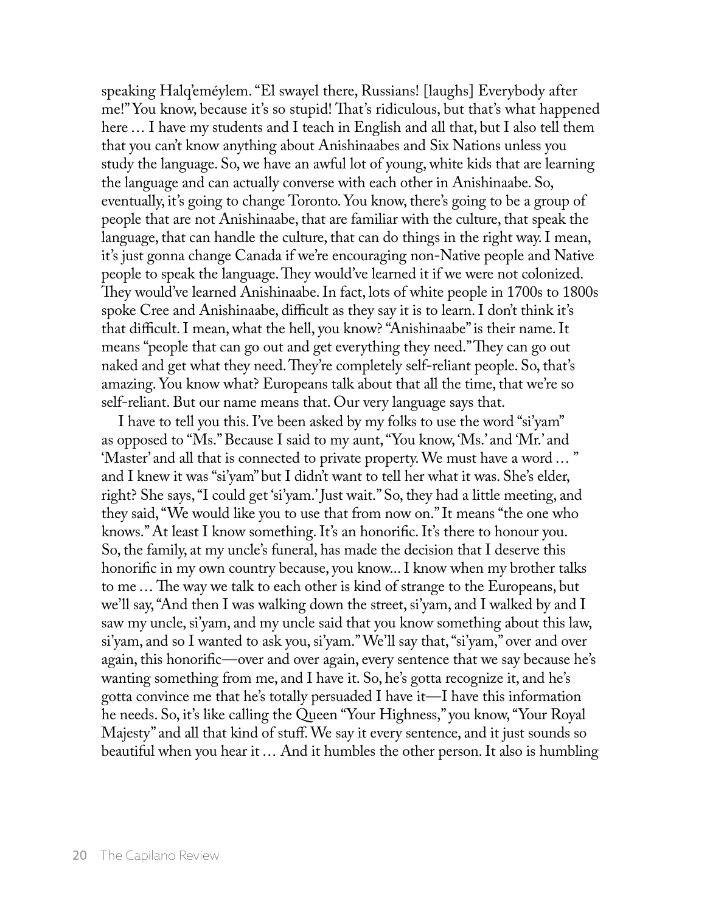speaking Halq'eméylem. "El swayel there, Russians! [laughs] Everybody after me!" You know, because it's so stupid! That's ridiculous, but that's what happened here … I have my students and I teach in English and all that, but I also tell them that you can't know anything about Anishinaabes and Six Nations unless you study the language. So, we have an awful lot of young, white kids that are learning the language and can actually converse with each other in Anishinaabe. So, eventually, it's going to change Toronto. You know, there's going to be a group of people that are not Anishinaabe, that are familiar with the culture, that speak the language, that can handle the culture, that can do things in the right way. I mean, it's just gonna change Canada if we're encouraging non-Native people and Native people to speak the language. They would've learned it if we were not colonized. They would've learned Anishinaabe. In fact, lots of white people in 1700s to 1800s spoke Cree and Anishinaabe, difficult as they say it is to learn. I don't think it's that difficult. I mean, what the hell, you know? "Anishinaabe" is their name. It means "people that can go out and get everything they need." They can go out naked and get what they need. They're completely self-reliant people. So, that's amazing. You know what? Europeans talk about that all the time, that we're so self-reliant. But our name means that. Our very language says that.

I have to tell you this. I've been asked by my folks to use the word "si'yam" as opposed to "Ms." Because I said to my aunt, "You know, 'Ms.' and 'Mr.' and 'Master' and all that is connected to private property. We must have a word … " and I knew it was "si'yam" but I didn't want to tell her what it was. She's elder, right? She says, "I could get 'si'yam.' Just wait." So, they had a little meeting, and they said, "We would like you to use that from now on." It means "the one who knows." At least I know something. It's an honorific. It's there to honour you. So, the family, at my uncle's funeral, has made the decision that I deserve this honorific in my own country because, you know... I know when my brother talks to me … The way we talk to each other is kind of strange to the Europeans, but we'll say, "And then I was walking down the street, si'yam, and I walked by and I saw my uncle, si'yam, and my uncle said that you know something about this law, si'yam, and so I wanted to ask you, si'yam." We'll say that, "si'yam," over and over again, this honorific—over and over again, every sentence that we say because he's wanting something from me, and I have it. So, he's gotta recognize it, and he's gotta convince me that he's totally persuaded I have it—I have this information he needs. So, it's like calling the Queen "Your Highness," you know, "Your Royal Majesty" and all that kind of stuff. We say it every sentence, and it just sounds so beautiful when you hear it … And it humbles the other person. It also is humbling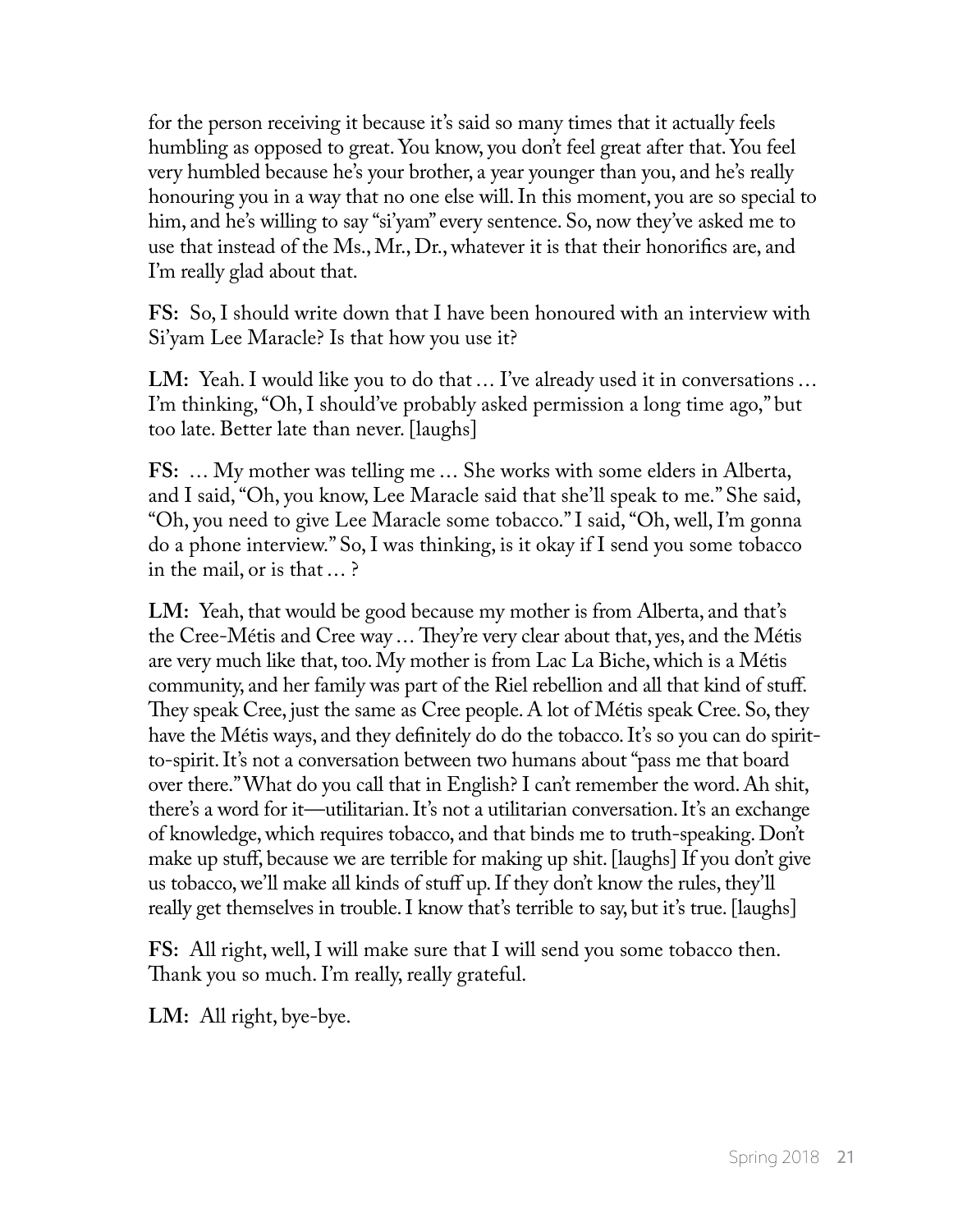for the person receiving it because it's said so many times that it actually feels humbling as opposed to great. You know, you don't feel great after that. You feel very humbled because he's your brother, a year younger than you, and he's really honouring you in a way that no one else will. In this moment, you are so special to him, and he's willing to say "si'yam" every sentence. So, now they've asked me to use that instead of the Ms., Mr., Dr., whatever it is that their honorifics are, and I'm really glad about that.

**FS:** So, I should write down that I have been honoured with an interview with Si'yam Lee Maracle? Is that how you use it?

**LM:** Yeah. I would like you to do that … I've already used it in conversations … I'm thinking, "Oh, I should've probably asked permission a long time ago," but too late. Better late than never. [laughs]

**FS:** … My mother was telling me … She works with some elders in Alberta, and I said, "Oh, you know, Lee Maracle said that she'll speak to me." She said, "Oh, you need to give Lee Maracle some tobacco." I said, "Oh, well, I'm gonna do a phone interview." So, I was thinking, is it okay if I send you some tobacco in the mail, or is that … ?

**LM:** Yeah, that would be good because my mother is from Alberta, and that's the Cree-Métis and Cree way … They're very clear about that, yes, and the Métis are very much like that, too. My mother is from Lac La Biche, which is a Métis community, and her family was part of the Riel rebellion and all that kind of stuff. They speak Cree, just the same as Cree people. A lot of Métis speak Cree. So, they have the Métis ways, and they definitely do do the tobacco. It's so you can do spirit-to-spirit. It's not a conversation between two humans about "pass me that board over there." What do you call that in English? I can't remember the word. Ah shit, there's a word for it—utilitarian. It's not a utilitarian conversation. It's an exchange of knowledge, which requires tobacco, and that binds me to truth-speaking. Don't make up stuff, because we are terrible for making up shit. [laughs] If you don't give us tobacco, we'll make all kinds of stuff up. If they don't know the rules, they'll really get themselves in trouble. I know that's terrible to say, but it's true. [laughs]

**FS:** All right, well, I will make sure that I will send you some tobacco then. Thank you so much. I'm really, really grateful.

**LM:** All right, bye-bye.